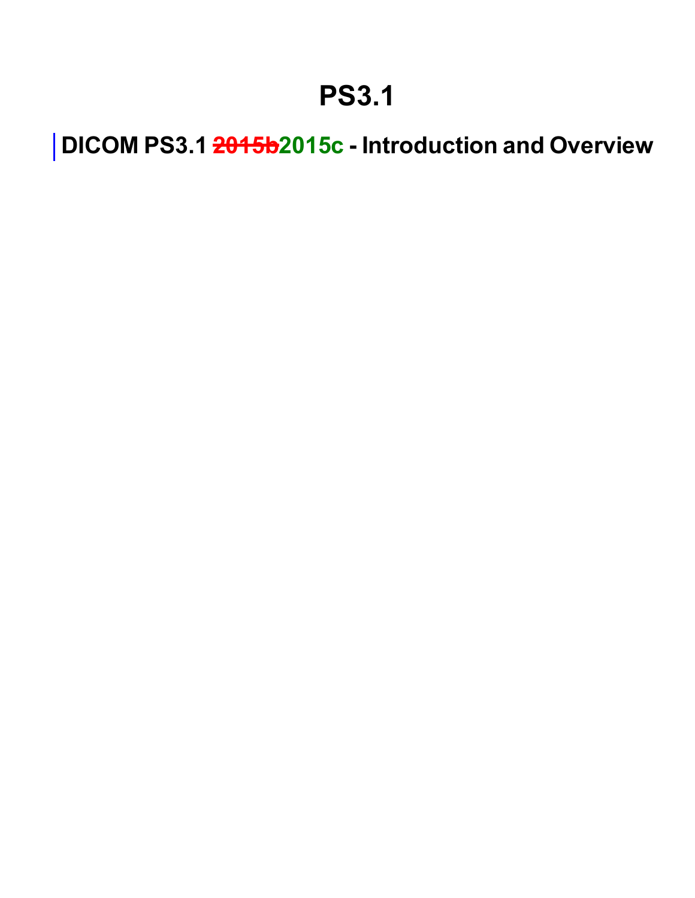# PS3.1

## DICOM PS3.1 ~~2015b~~2015c - Introduction and Overview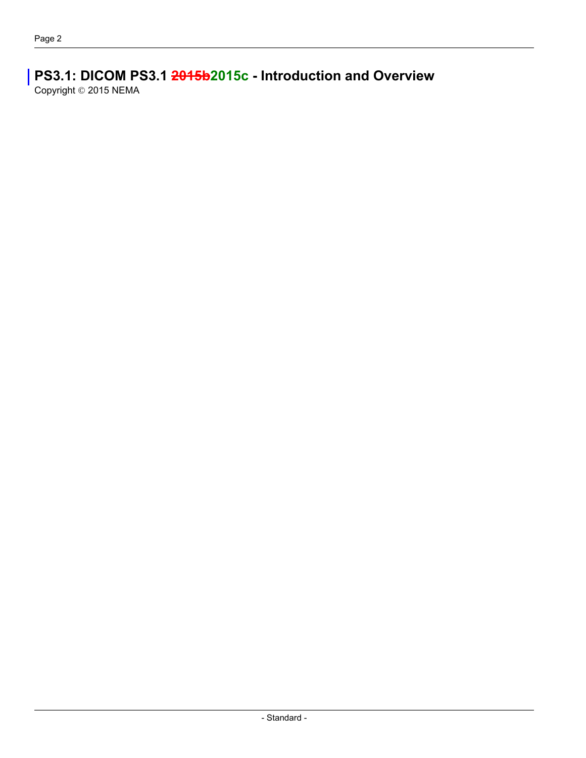# PS3.1: DICOM PS3.1 ~~2015b~~2015c - Introduction and Overview

Copyright © 2015 NEMA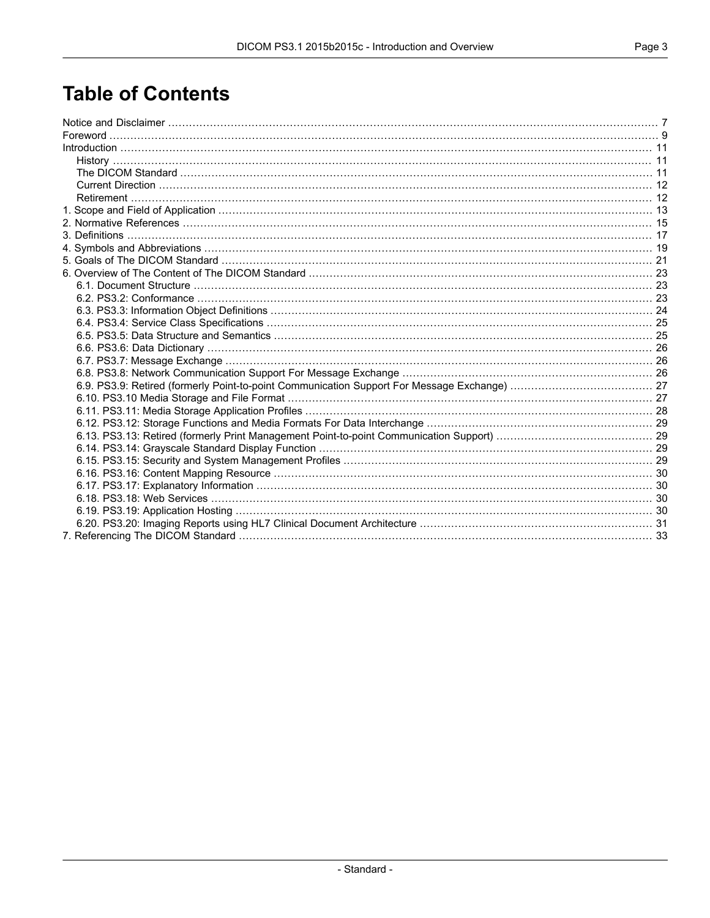# Table of Contents

Notice and Disclaimer ... 7
Foreword ... 9
Introduction ... 11
  History ... 11
  The DICOM Standard ... 11
  Current Direction ... 12
  Retirement ... 12
1. Scope and Field of Application ... 13
2. Normative References ... 15
3. Definitions ... 17
4. Symbols and Abbreviations ... 19
5. Goals of The DICOM Standard ... 21
6. Overview of The Content of The DICOM Standard ... 23
  6.1. Document Structure ... 23
  6.2. PS3.2: Conformance ... 23
  6.3. PS3.3: Information Object Definitions ... 24
  6.4. PS3.4: Service Class Specifications ... 25
  6.5. PS3.5: Data Structure and Semantics ... 25
  6.6. PS3.6: Data Dictionary ... 26
  6.7. PS3.7: Message Exchange ... 26
  6.8. PS3.8: Network Communication Support For Message Exchange ... 26
  6.9. PS3.9: Retired (formerly Point-to-point Communication Support For Message Exchange) ... 27
  6.10. PS3.10 Media Storage and File Format ... 27
  6.11. PS3.11: Media Storage Application Profiles ... 28
  6.12. PS3.12: Storage Functions and Media Formats For Data Interchange ... 29
  6.13. PS3.13: Retired (formerly Print Management Point-to-point Communication Support) ... 29
  6.14. PS3.14: Grayscale Standard Display Function ... 29
  6.15. PS3.15: Security and System Management Profiles ... 29
  6.16. PS3.16: Content Mapping Resource ... 30
  6.17. PS3.17: Explanatory Information ... 30
  6.18. PS3.18: Web Services ... 30
  6.19. PS3.19: Application Hosting ... 30
  6.20. PS3.20: Imaging Reports using HL7 Clinical Document Architecture ... 31
7. Referencing The DICOM Standard ... 33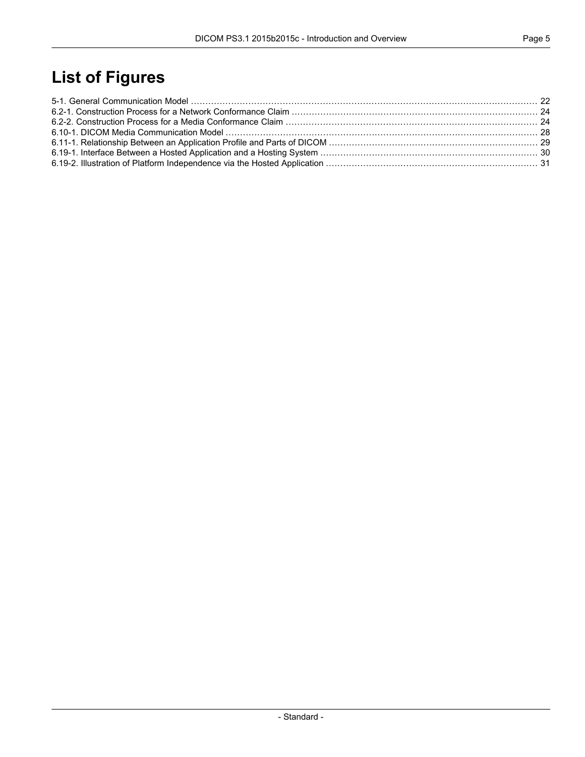# List of Figures

5-1. General Communication Model ........................................................................................................................ 22
6.2-1. Construction Process for a Network Conformance Claim ..................................................................................... 24
6.2-2. Construction Process for a Media Conformance Claim ........................................................................................ 24
6.10-1. DICOM Media Communication Model ............................................................................................................ 28
6.11-1. Relationship Between an Application Profile and Parts of DICOM ........................................................................ 29
6.19-1. Interface Between a Hosted Application and a Hosting System ............................................................................ 30
6.19-2. Illustration of Platform Independence via the Hosted Application .......................................................................... 31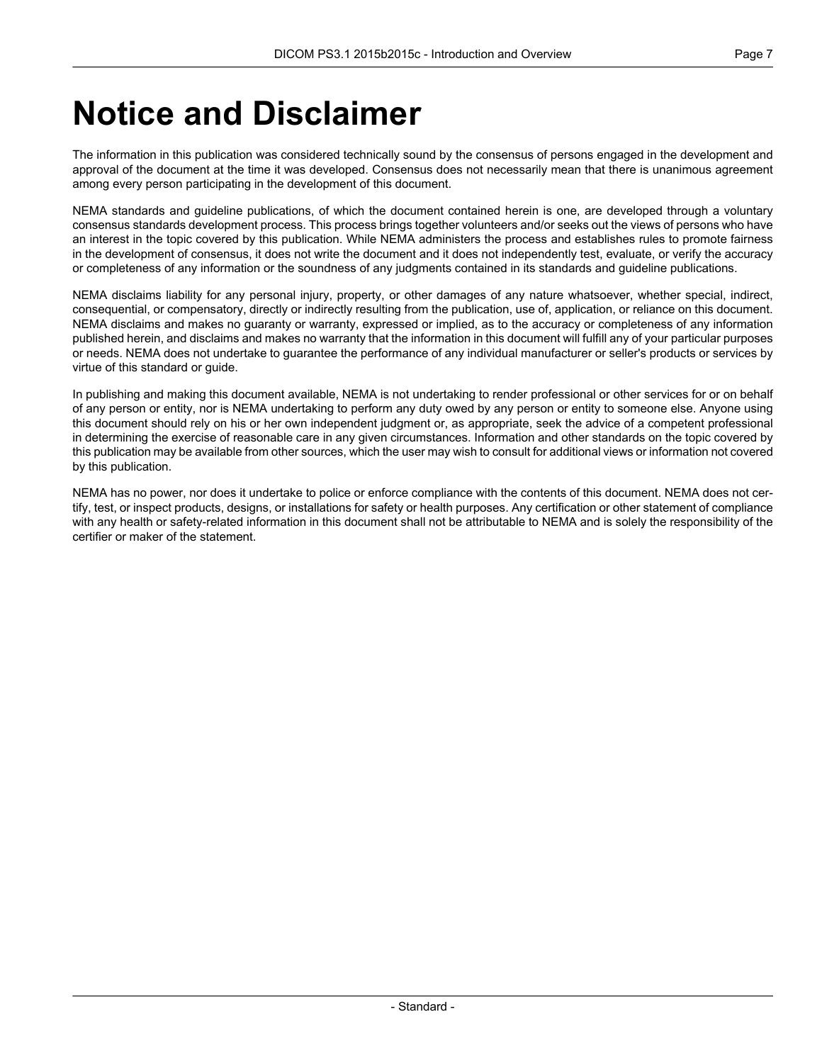# Notice and Disclaimer

The information in this publication was considered technically sound by the consensus of persons engaged in the development and approval of the document at the time it was developed. Consensus does not necessarily mean that there is unanimous agreement among every person participating in the development of this document.

NEMA standards and guideline publications, of which the document contained herein is one, are developed through a voluntary consensus standards development process. This process brings together volunteers and/or seeks out the views of persons who have an interest in the topic covered by this publication. While NEMA administers the process and establishes rules to promote fairness in the development of consensus, it does not write the document and it does not independently test, evaluate, or verify the accuracy or completeness of any information or the soundness of any judgments contained in its standards and guideline publications.

NEMA disclaims liability for any personal injury, property, or other damages of any nature whatsoever, whether special, indirect, consequential, or compensatory, directly or indirectly resulting from the publication, use of, application, or reliance on this document. NEMA disclaims and makes no guaranty or warranty, expressed or implied, as to the accuracy or completeness of any information published herein, and disclaims and makes no warranty that the information in this document will fulfill any of your particular purposes or needs. NEMA does not undertake to guarantee the performance of any individual manufacturer or seller's products or services by virtue of this standard or guide.

In publishing and making this document available, NEMA is not undertaking to render professional or other services for or on behalf of any person or entity, nor is NEMA undertaking to perform any duty owed by any person or entity to someone else. Anyone using this document should rely on his or her own independent judgment or, as appropriate, seek the advice of a competent professional in determining the exercise of reasonable care in any given circumstances. Information and other standards on the topic covered by this publication may be available from other sources, which the user may wish to consult for additional views or information not covered by this publication.

NEMA has no power, nor does it undertake to police or enforce compliance with the contents of this document. NEMA does not certify, test, or inspect products, designs, or installations for safety or health purposes. Any certification or other statement of compliance with any health or safety-related information in this document shall not be attributable to NEMA and is solely the responsibility of the certifier or maker of the statement.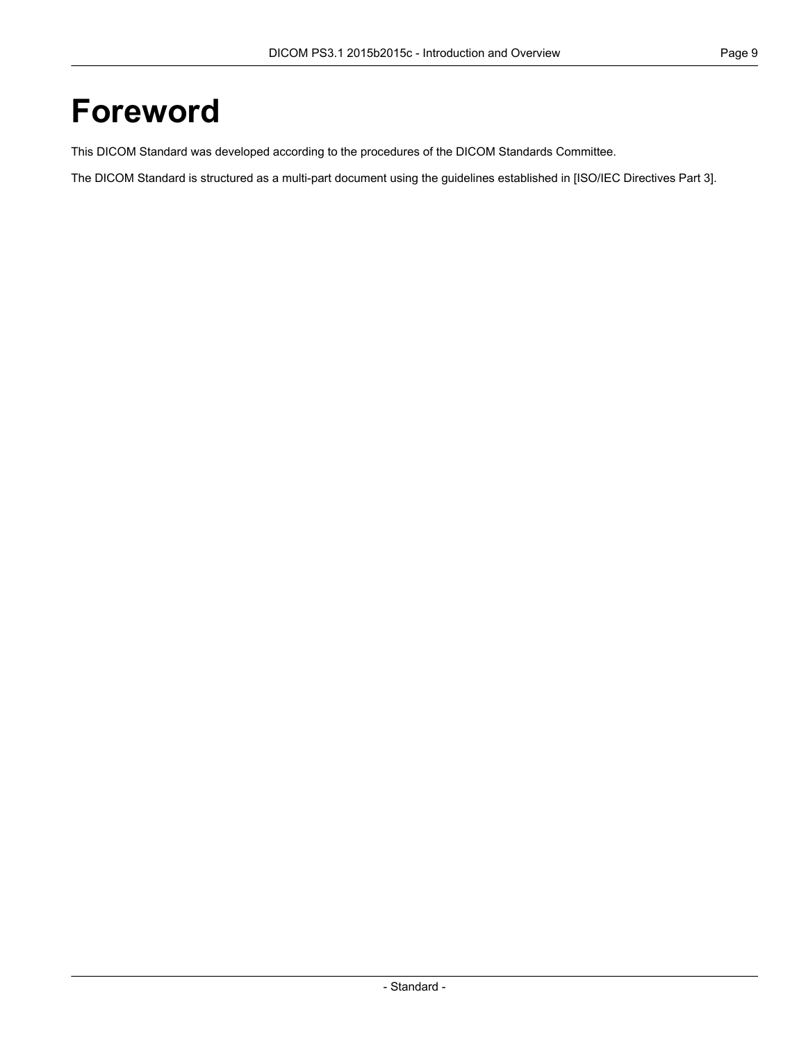# Foreword

This DICOM Standard was developed according to the procedures of the DICOM Standards Committee.

The DICOM Standard is structured as a multi-part document using the guidelines established in [ISO/IEC Directives Part 3].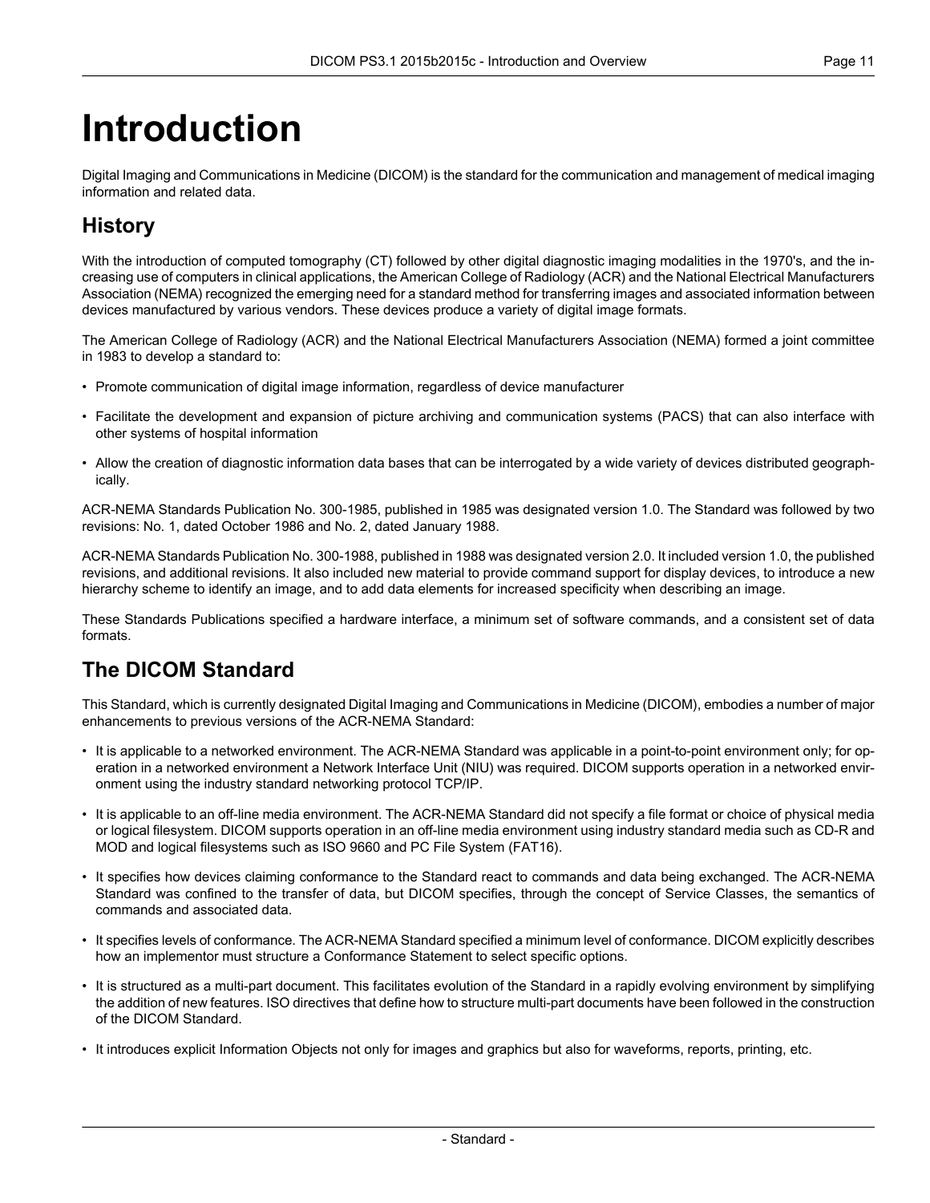# Introduction

Digital Imaging and Communications in Medicine (DICOM) is the standard for the communication and management of medical imaging information and related data.

## History

With the introduction of computed tomography (CT) followed by other digital diagnostic imaging modalities in the 1970's, and the increasing use of computers in clinical applications, the American College of Radiology (ACR) and the National Electrical Manufacturers Association (NEMA) recognized the emerging need for a standard method for transferring images and associated information between devices manufactured by various vendors. These devices produce a variety of digital image formats.

The American College of Radiology (ACR) and the National Electrical Manufacturers Association (NEMA) formed a joint committee in 1983 to develop a standard to:

- Promote communication of digital image information, regardless of device manufacturer
- Facilitate the development and expansion of picture archiving and communication systems (PACS) that can also interface with other systems of hospital information
- Allow the creation of diagnostic information data bases that can be interrogated by a wide variety of devices distributed geographically.

ACR-NEMA Standards Publication No. 300-1985, published in 1985 was designated version 1.0. The Standard was followed by two revisions: No. 1, dated October 1986 and No. 2, dated January 1988.

ACR-NEMA Standards Publication No. 300-1988, published in 1988 was designated version 2.0. It included version 1.0, the published revisions, and additional revisions. It also included new material to provide command support for display devices, to introduce a new hierarchy scheme to identify an image, and to add data elements for increased specificity when describing an image.

These Standards Publications specified a hardware interface, a minimum set of software commands, and a consistent set of data formats.

## The DICOM Standard

This Standard, which is currently designated Digital Imaging and Communications in Medicine (DICOM), embodies a number of major enhancements to previous versions of the ACR-NEMA Standard:

- It is applicable to a networked environment. The ACR-NEMA Standard was applicable in a point-to-point environment only; for operation in a networked environment a Network Interface Unit (NIU) was required. DICOM supports operation in a networked environment using the industry standard networking protocol TCP/IP.
- It is applicable to an off-line media environment. The ACR-NEMA Standard did not specify a file format or choice of physical media or logical filesystem. DICOM supports operation in an off-line media environment using industry standard media such as CD-R and MOD and logical filesystems such as ISO 9660 and PC File System (FAT16).
- It specifies how devices claiming conformance to the Standard react to commands and data being exchanged. The ACR-NEMA Standard was confined to the transfer of data, but DICOM specifies, through the concept of Service Classes, the semantics of commands and associated data.
- It specifies levels of conformance. The ACR-NEMA Standard specified a minimum level of conformance. DICOM explicitly describes how an implementor must structure a Conformance Statement to select specific options.
- It is structured as a multi-part document. This facilitates evolution of the Standard in a rapidly evolving environment by simplifying the addition of new features. ISO directives that define how to structure multi-part documents have been followed in the construction of the DICOM Standard.
- It introduces explicit Information Objects not only for images and graphics but also for waveforms, reports, printing, etc.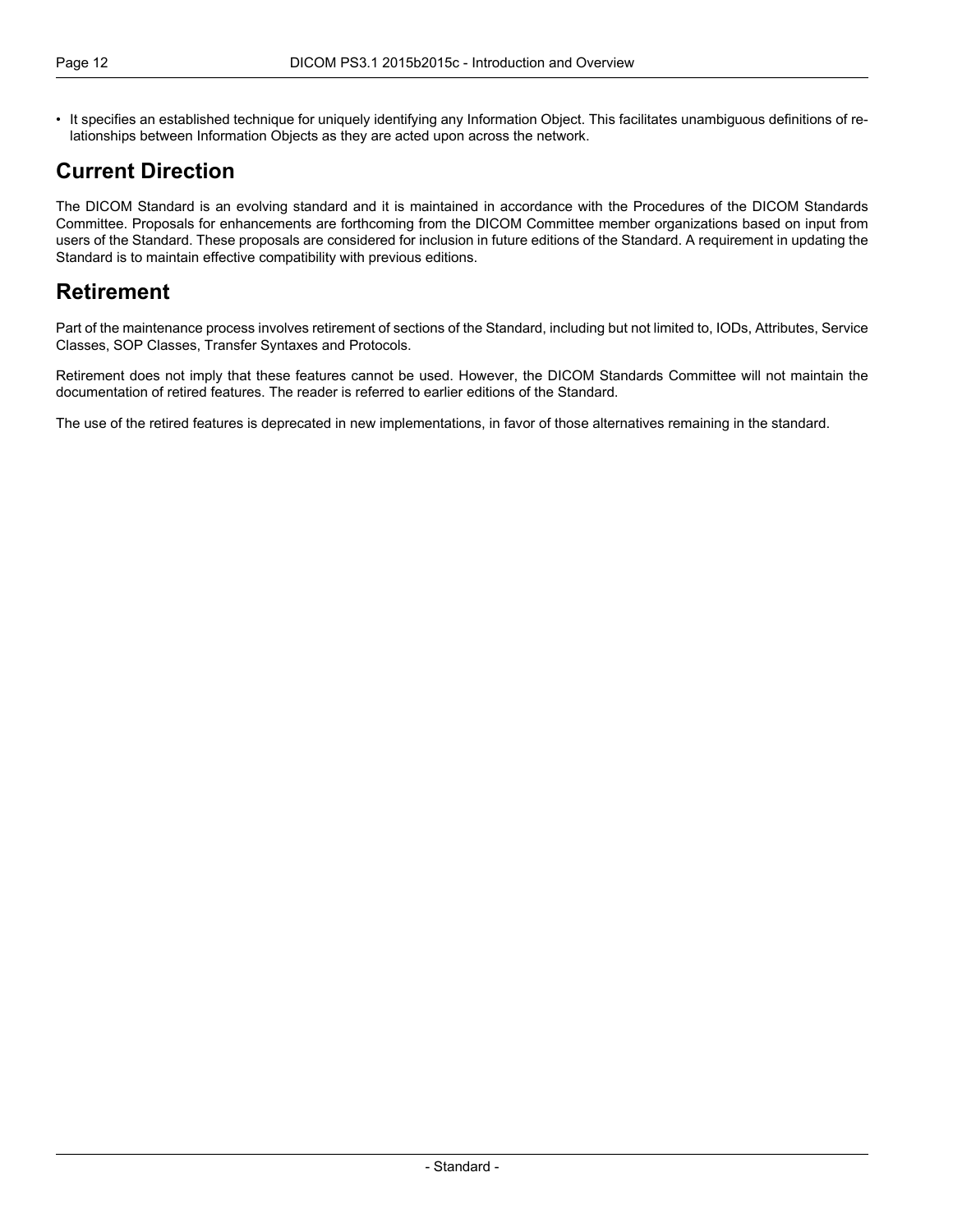- It specifies an established technique for uniquely identifying any Information Object. This facilitates unambiguous definitions of relationships between Information Objects as they are acted upon across the network.

## Current Direction

The DICOM Standard is an evolving standard and it is maintained in accordance with the Procedures of the DICOM Standards Committee. Proposals for enhancements are forthcoming from the DICOM Committee member organizations based on input from users of the Standard. These proposals are considered for inclusion in future editions of the Standard. A requirement in updating the Standard is to maintain effective compatibility with previous editions.

## Retirement

Part of the maintenance process involves retirement of sections of the Standard, including but not limited to, IODs, Attributes, Service Classes, SOP Classes, Transfer Syntaxes and Protocols.

Retirement does not imply that these features cannot be used. However, the DICOM Standards Committee will not maintain the documentation of retired features. The reader is referred to earlier editions of the Standard.

The use of the retired features is deprecated in new implementations, in favor of those alternatives remaining in the standard.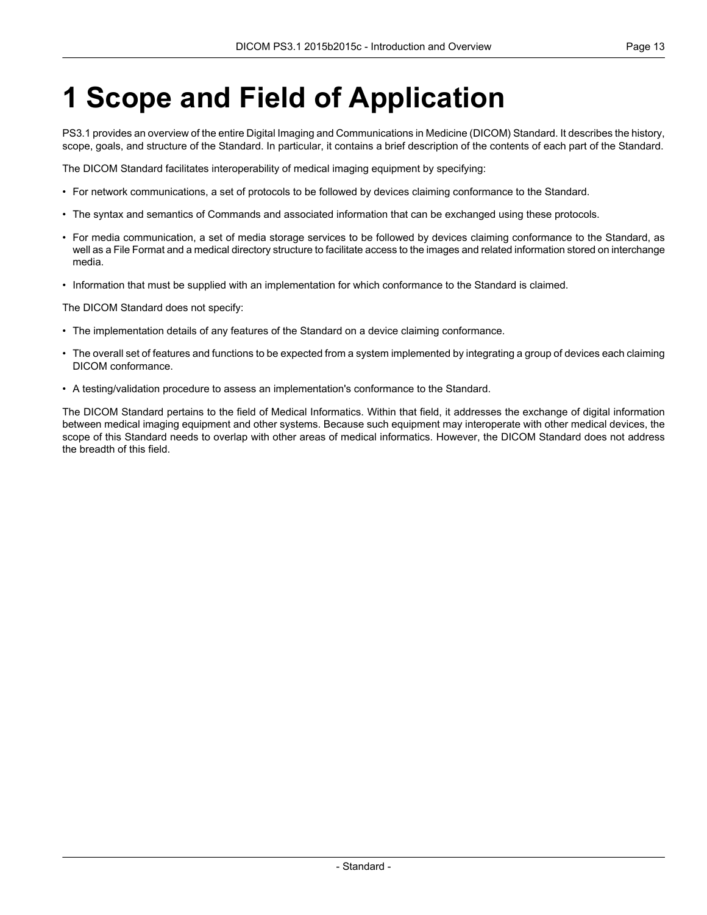# 1 Scope and Field of Application

PS3.1 provides an overview of the entire Digital Imaging and Communications in Medicine (DICOM) Standard. It describes the history, scope, goals, and structure of the Standard. In particular, it contains a brief description of the contents of each part of the Standard.

The DICOM Standard facilitates interoperability of medical imaging equipment by specifying:

- For network communications, a set of protocols to be followed by devices claiming conformance to the Standard.
- The syntax and semantics of Commands and associated information that can be exchanged using these protocols.
- For media communication, a set of media storage services to be followed by devices claiming conformance to the Standard, as well as a File Format and a medical directory structure to facilitate access to the images and related information stored on interchange media.
- Information that must be supplied with an implementation for which conformance to the Standard is claimed.

The DICOM Standard does not specify:

- The implementation details of any features of the Standard on a device claiming conformance.
- The overall set of features and functions to be expected from a system implemented by integrating a group of devices each claiming DICOM conformance.
- A testing/validation procedure to assess an implementation's conformance to the Standard.

The DICOM Standard pertains to the field of Medical Informatics. Within that field, it addresses the exchange of digital information between medical imaging equipment and other systems. Because such equipment may interoperate with other medical devices, the scope of this Standard needs to overlap with other areas of medical informatics. However, the DICOM Standard does not address the breadth of this field.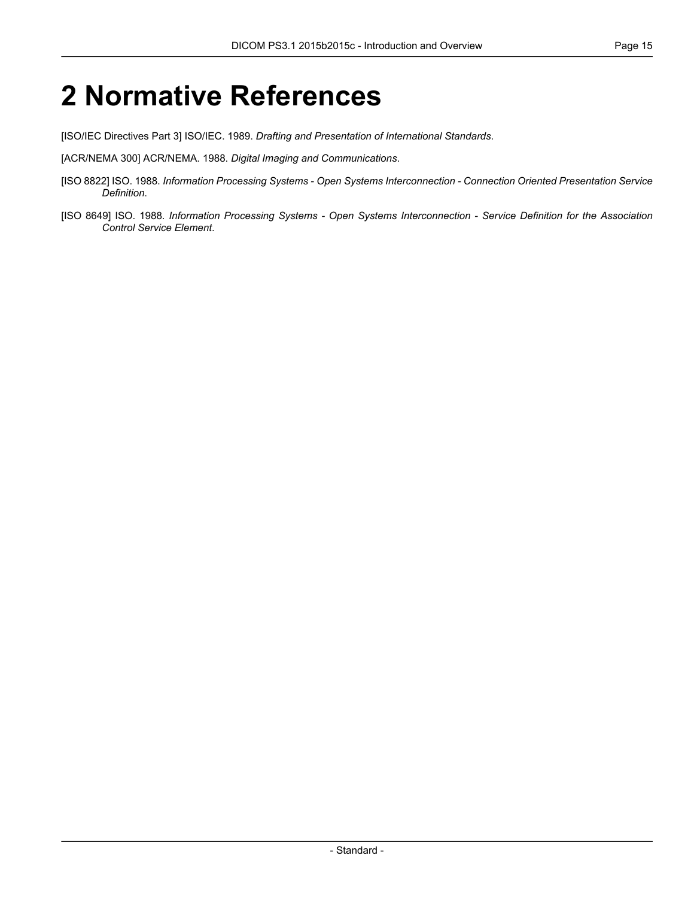# 2 Normative References

[ISO/IEC Directives Part 3] ISO/IEC. 1989. *Drafting and Presentation of International Standards*.

[ACR/NEMA 300] ACR/NEMA. 1988. *Digital Imaging and Communications*.

[ISO 8822] ISO. 1988. *Information Processing Systems - Open Systems Interconnection - Connection Oriented Presentation Service Definition*.

[ISO 8649] ISO. 1988. *Information Processing Systems - Open Systems Interconnection - Service Definition for the Association Control Service Element*.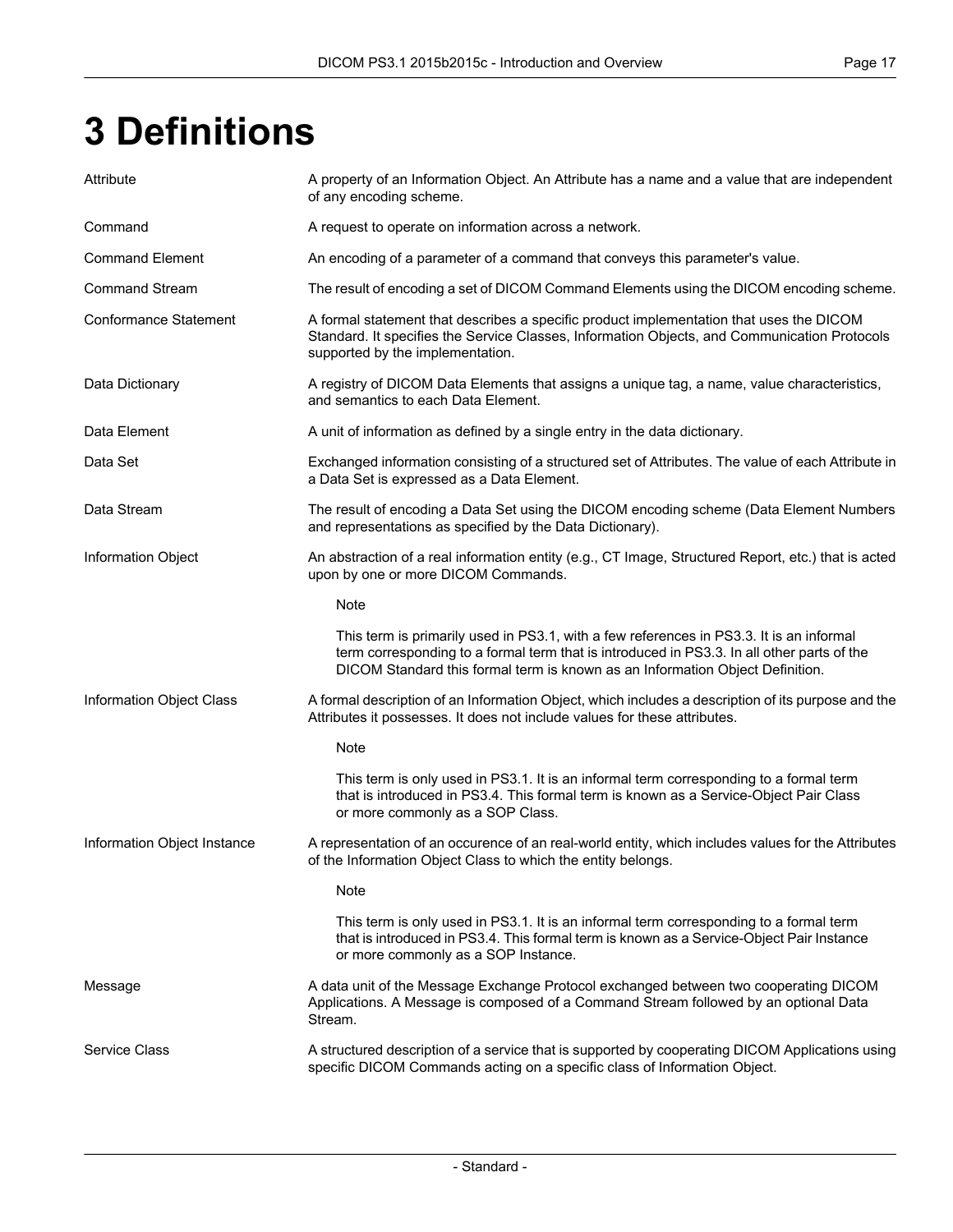# 3 Definitions

Attribute
: A property of an Information Object. An Attribute has a name and a value that are independent of any encoding scheme.

Command
: A request to operate on information across a network.

Command Element
: An encoding of a parameter of a command that conveys this parameter's value.

Command Stream
: The result of encoding a set of DICOM Command Elements using the DICOM encoding scheme.

Conformance Statement
: A formal statement that describes a specific product implementation that uses the DICOM Standard. It specifies the Service Classes, Information Objects, and Communication Protocols supported by the implementation.

Data Dictionary
: A registry of DICOM Data Elements that assigns a unique tag, a name, value characteristics, and semantics to each Data Element.

Data Element
: A unit of information as defined by a single entry in the data dictionary.

Data Set
: Exchanged information consisting of a structured set of Attributes. The value of each Attribute in a Data Set is expressed as a Data Element.

Data Stream
: The result of encoding a Data Set using the DICOM encoding scheme (Data Element Numbers and representations as specified by the Data Dictionary).

Information Object
: An abstraction of a real information entity (e.g., CT Image, Structured Report, etc.) that is acted upon by one or more DICOM Commands.

> Note
>
> This term is primarily used in PS3.1, with a few references in PS3.3. It is an informal term corresponding to a formal term that is introduced in PS3.3. In all other parts of the DICOM Standard this formal term is known as an Information Object Definition.

Information Object Class
: A formal description of an Information Object, which includes a description of its purpose and the Attributes it possesses. It does not include values for these attributes.

> Note
>
> This term is only used in PS3.1. It is an informal term corresponding to a formal term that is introduced in PS3.4. This formal term is known as a Service-Object Pair Class or more commonly as a SOP Class.

Information Object Instance
: A representation of an occurence of an real-world entity, which includes values for the Attributes of the Information Object Class to which the entity belongs.

> Note
>
> This term is only used in PS3.1. It is an informal term corresponding to a formal term that is introduced in PS3.4. This formal term is known as a Service-Object Pair Instance or more commonly as a SOP Instance.

Message
: A data unit of the Message Exchange Protocol exchanged between two cooperating DICOM Applications. A Message is composed of a Command Stream followed by an optional Data Stream.

Service Class
: A structured description of a service that is supported by cooperating DICOM Applications using specific DICOM Commands acting on a specific class of Information Object.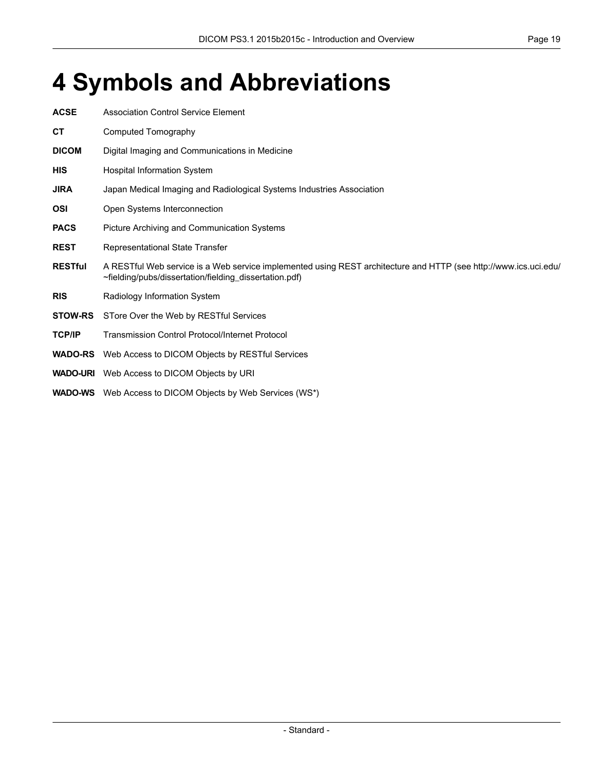# 4 Symbols and Abbreviations

**ACSE** Association Control Service Element

**CT** Computed Tomography

**DICOM** Digital Imaging and Communications in Medicine

**HIS** Hospital Information System

**JIRA** Japan Medical Imaging and Radiological Systems Industries Association

**OSI** Open Systems Interconnection

**PACS** Picture Archiving and Communication Systems

**REST** Representational State Transfer

**RESTful** A RESTful Web service is a Web service implemented using REST architecture and HTTP (see http://www.ics.uci.edu/~fielding/pubs/dissertation/fielding_dissertation.pdf)

**RIS** Radiology Information System

**STOW-RS** STore Over the Web by RESTful Services

**TCP/IP** Transmission Control Protocol/Internet Protocol

**WADO-RS** Web Access to DICOM Objects by RESTful Services

**WADO-URI** Web Access to DICOM Objects by URI

**WADO-WS** Web Access to DICOM Objects by Web Services (WS*)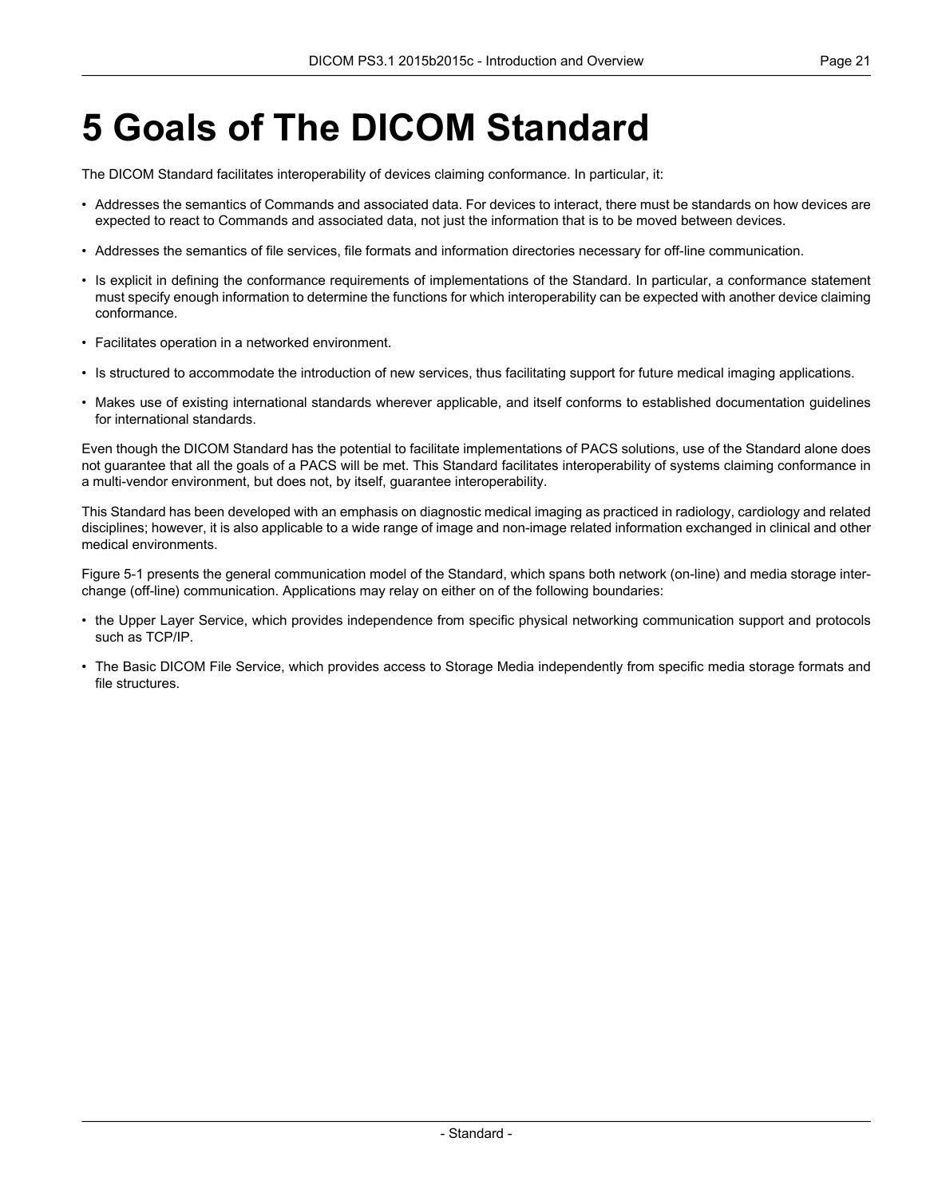# 5 Goals of The DICOM Standard

The DICOM Standard facilitates interoperability of devices claiming conformance. In particular, it:

- Addresses the semantics of Commands and associated data. For devices to interact, there must be standards on how devices are expected to react to Commands and associated data, not just the information that is to be moved between devices.
- Addresses the semantics of file services, file formats and information directories necessary for off-line communication.
- Is explicit in defining the conformance requirements of implementations of the Standard. In particular, a conformance statement must specify enough information to determine the functions for which interoperability can be expected with another device claiming conformance.
- Facilitates operation in a networked environment.
- Is structured to accommodate the introduction of new services, thus facilitating support for future medical imaging applications.
- Makes use of existing international standards wherever applicable, and itself conforms to established documentation guidelines for international standards.

Even though the DICOM Standard has the potential to facilitate implementations of PACS solutions, use of the Standard alone does not guarantee that all the goals of a PACS will be met. This Standard facilitates interoperability of systems claiming conformance in a multi-vendor environment, but does not, by itself, guarantee interoperability.

This Standard has been developed with an emphasis on diagnostic medical imaging as practiced in radiology, cardiology and related disciplines; however, it is also applicable to a wide range of image and non-image related information exchanged in clinical and other medical environments.

Figure 5-1 presents the general communication model of the Standard, which spans both network (on-line) and media storage interchange (off-line) communication. Applications may relay on either on of the following boundaries:

- the Upper Layer Service, which provides independence from specific physical networking communication support and protocols such as TCP/IP.
- The Basic DICOM File Service, which provides access to Storage Media independently from specific media storage formats and file structures.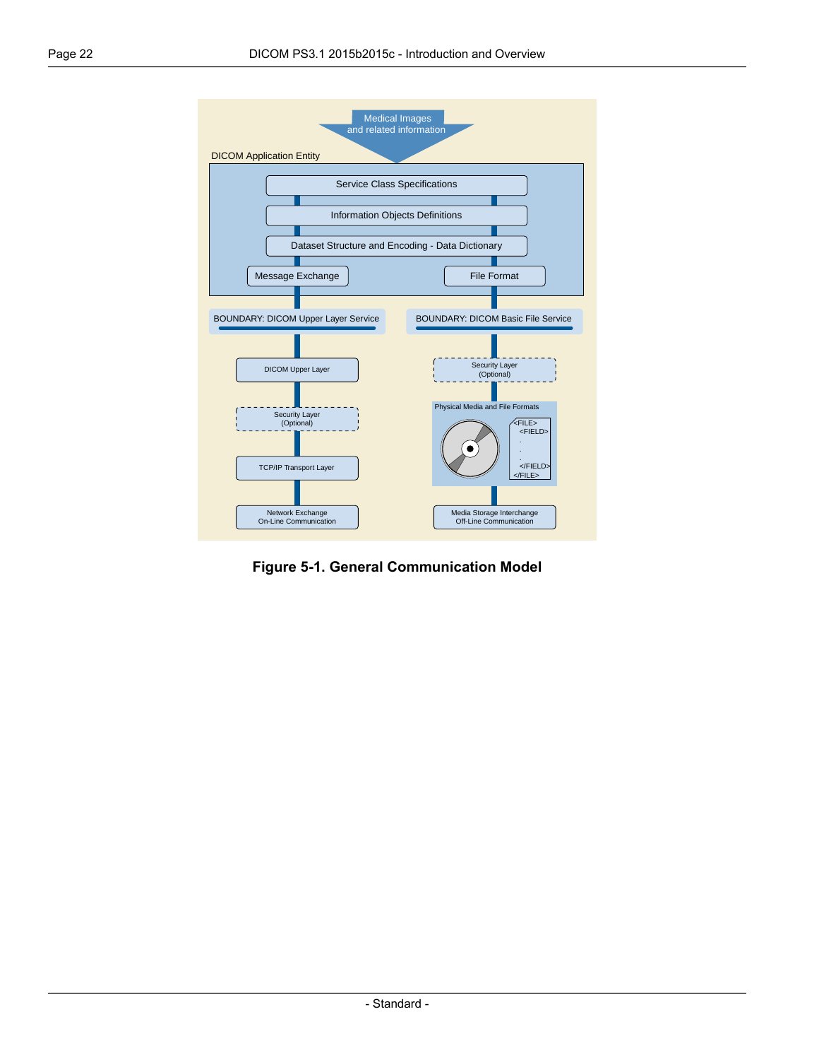Medical Images and related information

DICOM Application Entity

Service Class Specifications

Information Objects Definitions

Dataset Structure and Encoding - Data Dictionary

Message Exchange

File Format

BOUNDARY: DICOM Upper Layer Service

BOUNDARY: DICOM Basic File Service

DICOM Upper Layer

Security Layer (Optional)

TCP/IP Transport Layer

Network Exchange On-Line Communication

Security Layer (Optional)

Physical Media and File Formats

```
<FILE>
  <FIELD>
  .
  .
  .
  </FIELD>
</FILE>
```

Media Storage Interchange Off-Line Communication

**Figure 5-1. General Communication Model**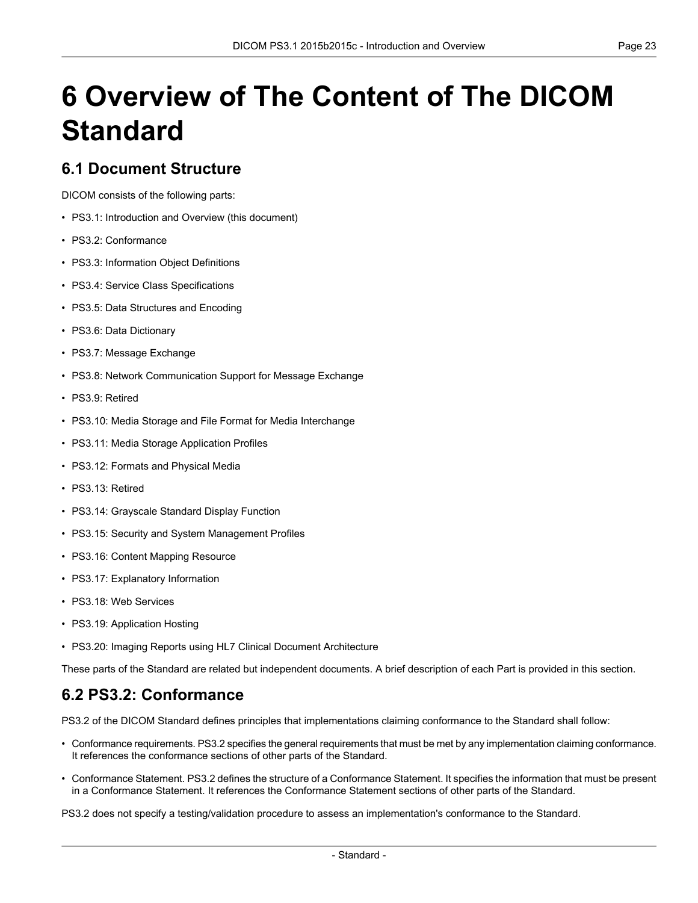# 6 Overview of The Content of The DICOM Standard

## 6.1 Document Structure

DICOM consists of the following parts:

- PS3.1: Introduction and Overview (this document)
- PS3.2: Conformance
- PS3.3: Information Object Definitions
- PS3.4: Service Class Specifications
- PS3.5: Data Structures and Encoding
- PS3.6: Data Dictionary
- PS3.7: Message Exchange
- PS3.8: Network Communication Support for Message Exchange
- PS3.9: Retired
- PS3.10: Media Storage and File Format for Media Interchange
- PS3.11: Media Storage Application Profiles
- PS3.12: Formats and Physical Media
- PS3.13: Retired
- PS3.14: Grayscale Standard Display Function
- PS3.15: Security and System Management Profiles
- PS3.16: Content Mapping Resource
- PS3.17: Explanatory Information
- PS3.18: Web Services
- PS3.19: Application Hosting
- PS3.20: Imaging Reports using HL7 Clinical Document Architecture

These parts of the Standard are related but independent documents. A brief description of each Part is provided in this section.

## 6.2 PS3.2: Conformance

PS3.2 of the DICOM Standard defines principles that implementations claiming conformance to the Standard shall follow:

- Conformance requirements. PS3.2 specifies the general requirements that must be met by any implementation claiming conformance. It references the conformance sections of other parts of the Standard.
- Conformance Statement. PS3.2 defines the structure of a Conformance Statement. It specifies the information that must be present in a Conformance Statement. It references the Conformance Statement sections of other parts of the Standard.

PS3.2 does not specify a testing/validation procedure to assess an implementation's conformance to the Standard.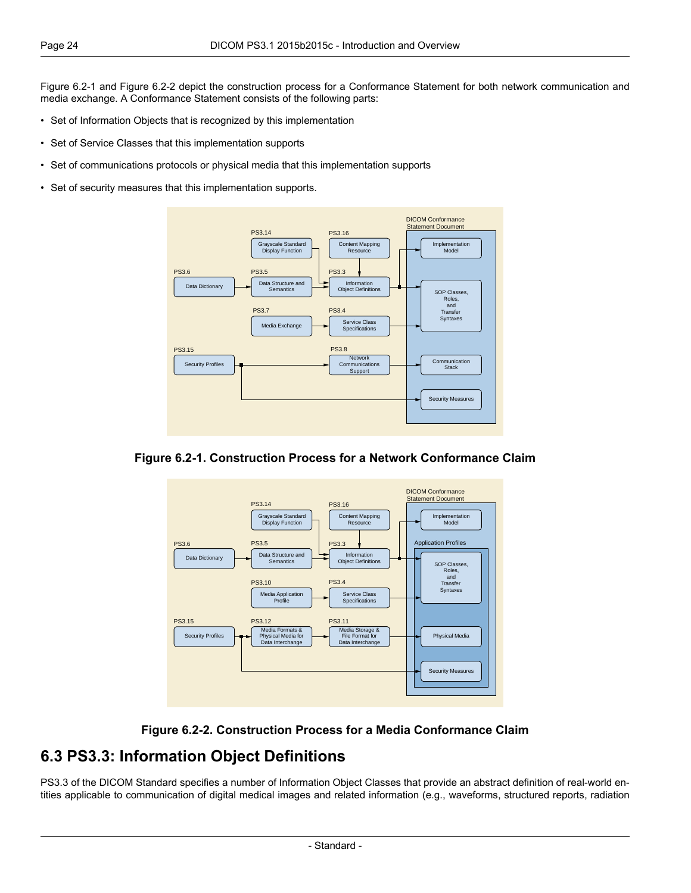Figure 6.2-1 and Figure 6.2-2 depict the construction process for a Conformance Statement for both network communication and media exchange. A Conformance Statement consists of the following parts:

- Set of Information Objects that is recognized by this implementation
- Set of Service Classes that this implementation supports
- Set of communications protocols or physical media that this implementation supports
- Set of security measures that this implementation supports.

**Figure 6.2-1. Construction Process for a Network Conformance Claim**

**Figure 6.2-2. Construction Process for a Media Conformance Claim**

## 6.3 PS3.3: Information Object Definitions

PS3.3 of the DICOM Standard specifies a number of Information Object Classes that provide an abstract definition of real-world entities applicable to communication of digital medical images and related information (e.g., waveforms, structured reports, radiation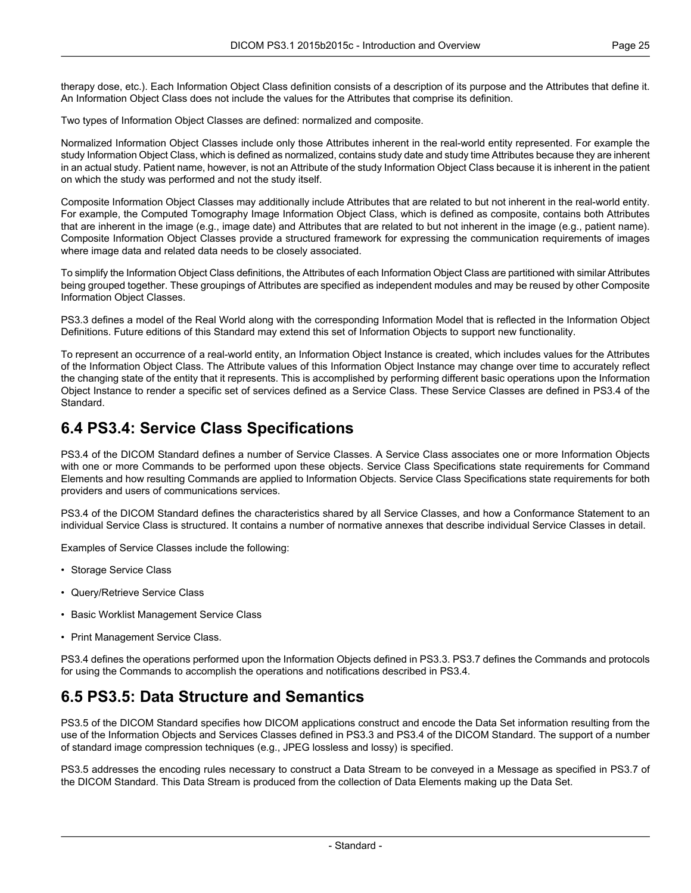therapy dose, etc.). Each Information Object Class definition consists of a description of its purpose and the Attributes that define it. An Information Object Class does not include the values for the Attributes that comprise its definition.

Two types of Information Object Classes are defined: normalized and composite.

Normalized Information Object Classes include only those Attributes inherent in the real-world entity represented. For example the study Information Object Class, which is defined as normalized, contains study date and study time Attributes because they are inherent in an actual study. Patient name, however, is not an Attribute of the study Information Object Class because it is inherent in the patient on which the study was performed and not the study itself.

Composite Information Object Classes may additionally include Attributes that are related to but not inherent in the real-world entity. For example, the Computed Tomography Image Information Object Class, which is defined as composite, contains both Attributes that are inherent in the image (e.g., image date) and Attributes that are related to but not inherent in the image (e.g., patient name). Composite Information Object Classes provide a structured framework for expressing the communication requirements of images where image data and related data needs to be closely associated.

To simplify the Information Object Class definitions, the Attributes of each Information Object Class are partitioned with similar Attributes being grouped together. These groupings of Attributes are specified as independent modules and may be reused by other Composite Information Object Classes.

PS3.3 defines a model of the Real World along with the corresponding Information Model that is reflected in the Information Object Definitions. Future editions of this Standard may extend this set of Information Objects to support new functionality.

To represent an occurrence of a real-world entity, an Information Object Instance is created, which includes values for the Attributes of the Information Object Class. The Attribute values of this Information Object Instance may change over time to accurately reflect the changing state of the entity that it represents. This is accomplished by performing different basic operations upon the Information Object Instance to render a specific set of services defined as a Service Class. These Service Classes are defined in PS3.4 of the Standard.

## 6.4 PS3.4: Service Class Specifications

PS3.4 of the DICOM Standard defines a number of Service Classes. A Service Class associates one or more Information Objects with one or more Commands to be performed upon these objects. Service Class Specifications state requirements for Command Elements and how resulting Commands are applied to Information Objects. Service Class Specifications state requirements for both providers and users of communications services.

PS3.4 of the DICOM Standard defines the characteristics shared by all Service Classes, and how a Conformance Statement to an individual Service Class is structured. It contains a number of normative annexes that describe individual Service Classes in detail.

Examples of Service Classes include the following:

- Storage Service Class
- Query/Retrieve Service Class
- Basic Worklist Management Service Class
- Print Management Service Class.

PS3.4 defines the operations performed upon the Information Objects defined in PS3.3. PS3.7 defines the Commands and protocols for using the Commands to accomplish the operations and notifications described in PS3.4.

## 6.5 PS3.5: Data Structure and Semantics

PS3.5 of the DICOM Standard specifies how DICOM applications construct and encode the Data Set information resulting from the use of the Information Objects and Services Classes defined in PS3.3 and PS3.4 of the DICOM Standard. The support of a number of standard image compression techniques (e.g., JPEG lossless and lossy) is specified.

PS3.5 addresses the encoding rules necessary to construct a Data Stream to be conveyed in a Message as specified in PS3.7 of the DICOM Standard. This Data Stream is produced from the collection of Data Elements making up the Data Set.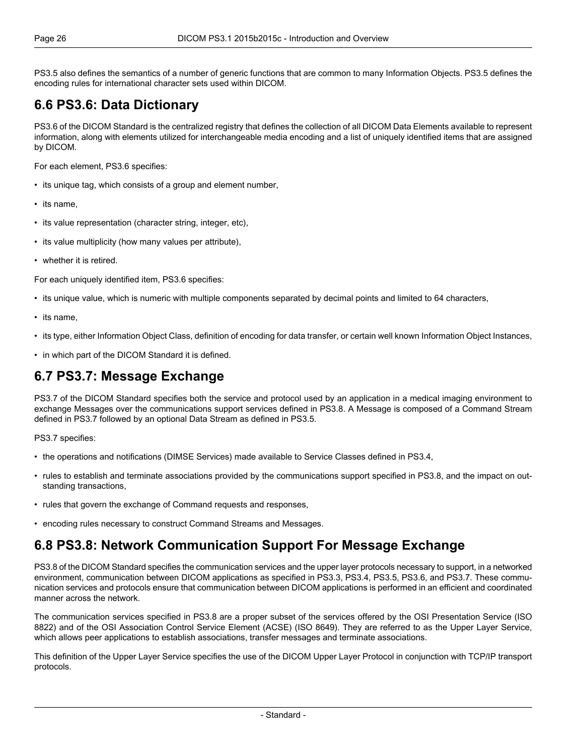PS3.5 also defines the semantics of a number of generic functions that are common to many Information Objects. PS3.5 defines the encoding rules for international character sets used within DICOM.

## 6.6 PS3.6: Data Dictionary

PS3.6 of the DICOM Standard is the centralized registry that defines the collection of all DICOM Data Elements available to represent information, along with elements utilized for interchangeable media encoding and a list of uniquely identified items that are assigned by DICOM.

For each element, PS3.6 specifies:

- its unique tag, which consists of a group and element number,
- its name,
- its value representation (character string, integer, etc),
- its value multiplicity (how many values per attribute),
- whether it is retired.

For each uniquely identified item, PS3.6 specifies:

- its unique value, which is numeric with multiple components separated by decimal points and limited to 64 characters,
- its name,
- its type, either Information Object Class, definition of encoding for data transfer, or certain well known Information Object Instances,
- in which part of the DICOM Standard it is defined.

## 6.7 PS3.7: Message Exchange

PS3.7 of the DICOM Standard specifies both the service and protocol used by an application in a medical imaging environment to exchange Messages over the communications support services defined in PS3.8. A Message is composed of a Command Stream defined in PS3.7 followed by an optional Data Stream as defined in PS3.5.

PS3.7 specifies:

- the operations and notifications (DIMSE Services) made available to Service Classes defined in PS3.4,
- rules to establish and terminate associations provided by the communications support specified in PS3.8, and the impact on outstanding transactions,
- rules that govern the exchange of Command requests and responses,
- encoding rules necessary to construct Command Streams and Messages.

## 6.8 PS3.8: Network Communication Support For Message Exchange

PS3.8 of the DICOM Standard specifies the communication services and the upper layer protocols necessary to support, in a networked environment, communication between DICOM applications as specified in PS3.3, PS3.4, PS3.5, PS3.6, and PS3.7. These communication services and protocols ensure that communication between DICOM applications is performed in an efficient and coordinated manner across the network.

The communication services specified in PS3.8 are a proper subset of the services offered by the OSI Presentation Service (ISO 8822) and of the OSI Association Control Service Element (ACSE) (ISO 8649). They are referred to as the Upper Layer Service, which allows peer applications to establish associations, transfer messages and terminate associations.

This definition of the Upper Layer Service specifies the use of the DICOM Upper Layer Protocol in conjunction with TCP/IP transport protocols.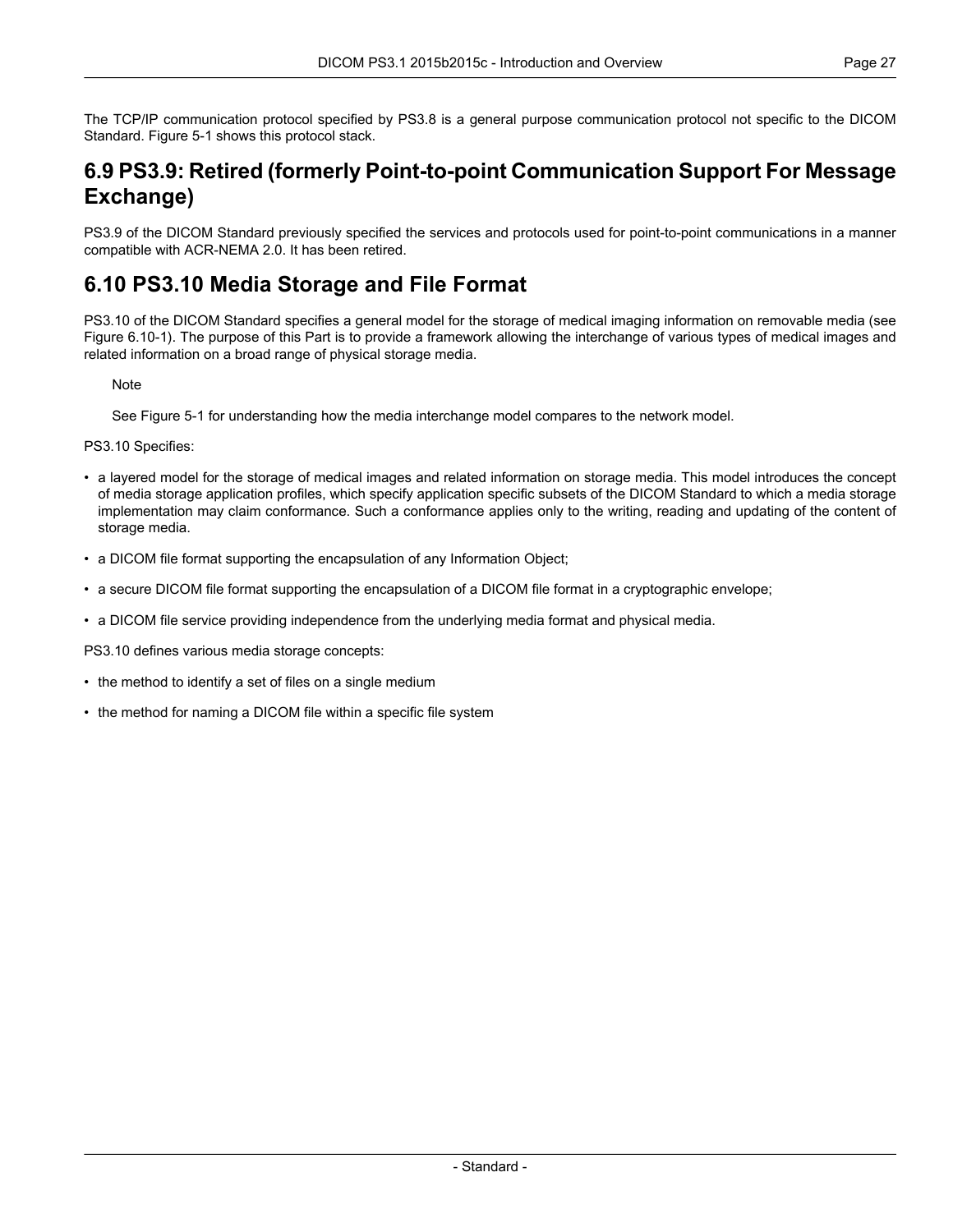The TCP/IP communication protocol specified by PS3.8 is a general purpose communication protocol not specific to the DICOM Standard. Figure 5-1 shows this protocol stack.

## 6.9 PS3.9: Retired (formerly Point-to-point Communication Support For Message Exchange)

PS3.9 of the DICOM Standard previously specified the services and protocols used for point-to-point communications in a manner compatible with ACR-NEMA 2.0. It has been retired.

## 6.10 PS3.10 Media Storage and File Format

PS3.10 of the DICOM Standard specifies a general model for the storage of medical imaging information on removable media (see Figure 6.10-1). The purpose of this Part is to provide a framework allowing the interchange of various types of medical images and related information on a broad range of physical storage media.

> Note
>
> See Figure 5-1 for understanding how the media interchange model compares to the network model.

PS3.10 Specifies:

- a layered model for the storage of medical images and related information on storage media. This model introduces the concept of media storage application profiles, which specify application specific subsets of the DICOM Standard to which a media storage implementation may claim conformance. Such a conformance applies only to the writing, reading and updating of the content of storage media.
- a DICOM file format supporting the encapsulation of any Information Object;
- a secure DICOM file format supporting the encapsulation of a DICOM file format in a cryptographic envelope;
- a DICOM file service providing independence from the underlying media format and physical media.

PS3.10 defines various media storage concepts:

- the method to identify a set of files on a single medium
- the method for naming a DICOM file within a specific file system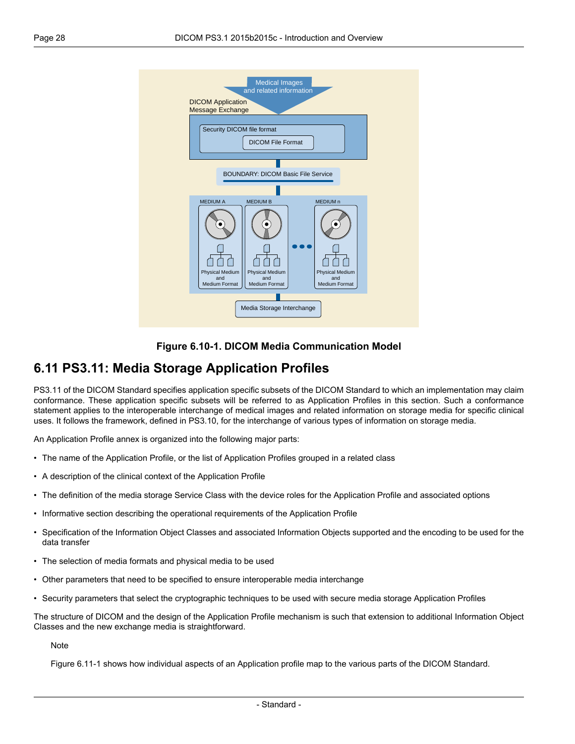Figure 6.10-1. DICOM Media Communication Model

## 6.11 PS3.11: Media Storage Application Profiles

PS3.11 of the DICOM Standard specifies application specific subsets of the DICOM Standard to which an implementation may claim conformance. These application specific subsets will be referred to as Application Profiles in this section. Such a conformance statement applies to the interoperable interchange of medical images and related information on storage media for specific clinical uses. It follows the framework, defined in PS3.10, for the interchange of various types of information on storage media.

An Application Profile annex is organized into the following major parts:

- The name of the Application Profile, or the list of Application Profiles grouped in a related class
- A description of the clinical context of the Application Profile
- The definition of the media storage Service Class with the device roles for the Application Profile and associated options
- Informative section describing the operational requirements of the Application Profile
- Specification of the Information Object Classes and associated Information Objects supported and the encoding to be used for the data transfer
- The selection of media formats and physical media to be used
- Other parameters that need to be specified to ensure interoperable media interchange
- Security parameters that select the cryptographic techniques to be used with secure media storage Application Profiles

The structure of DICOM and the design of the Application Profile mechanism is such that extension to additional Information Object Classes and the new exchange media is straightforward.

Note

Figure 6.11-1 shows how individual aspects of an Application profile map to the various parts of the DICOM Standard.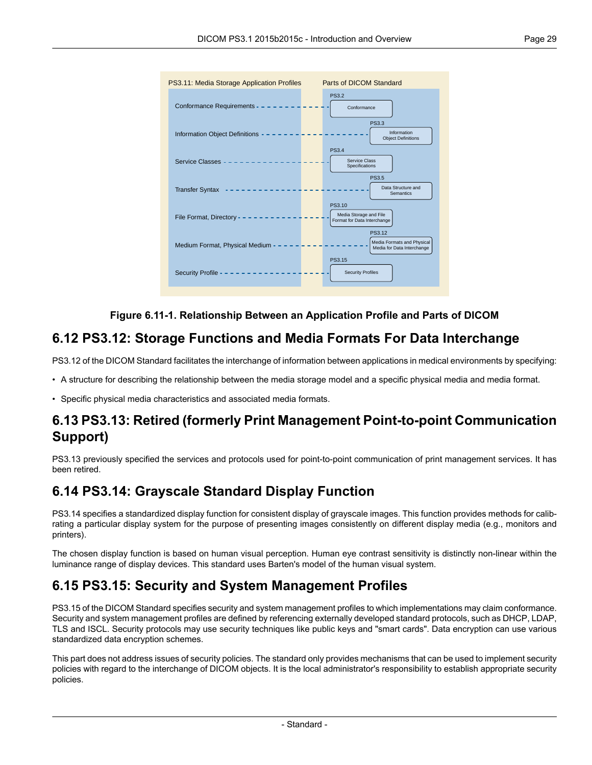| PS3.11: Media Storage Application Profiles | Parts of DICOM Standard |
| --- | --- |
| Conformance Requirements | PS3.2 Conformance |
| Information Object Definitions | PS3.3 Information Object Definitions |
| Service Classes | PS3.4 Service Class Specifications |
| Transfer Syntax | PS3.5 Data Structure and Semantics |
| File Format, Directory | PS3.10 Media Storage and File Format for Data Interchange |
| Medium Format, Physical Medium | PS3.12 Media Formats and Physical Media for Data Interchange |
| Security Profile | PS3.15 Security Profiles |

**Figure 6.11-1. Relationship Between an Application Profile and Parts of DICOM**

## 6.12 PS3.12: Storage Functions and Media Formats For Data Interchange

PS3.12 of the DICOM Standard facilitates the interchange of information between applications in medical environments by specifying:

- A structure for describing the relationship between the media storage model and a specific physical media and media format.
- Specific physical media characteristics and associated media formats.

## 6.13 PS3.13: Retired (formerly Print Management Point-to-point Communication Support)

PS3.13 previously specified the services and protocols used for point-to-point communication of print management services. It has been retired.

## 6.14 PS3.14: Grayscale Standard Display Function

PS3.14 specifies a standardized display function for consistent display of grayscale images. This function provides methods for calibrating a particular display system for the purpose of presenting images consistently on different display media (e.g., monitors and printers).

The chosen display function is based on human visual perception. Human eye contrast sensitivity is distinctly non-linear within the luminance range of display devices. This standard uses Barten's model of the human visual system.

## 6.15 PS3.15: Security and System Management Profiles

PS3.15 of the DICOM Standard specifies security and system management profiles to which implementations may claim conformance. Security and system management profiles are defined by referencing externally developed standard protocols, such as DHCP, LDAP, TLS and ISCL. Security protocols may use security techniques like public keys and "smart cards". Data encryption can use various standardized data encryption schemes.

This part does not address issues of security policies. The standard only provides mechanisms that can be used to implement security policies with regard to the interchange of DICOM objects. It is the local administrator's responsibility to establish appropriate security policies.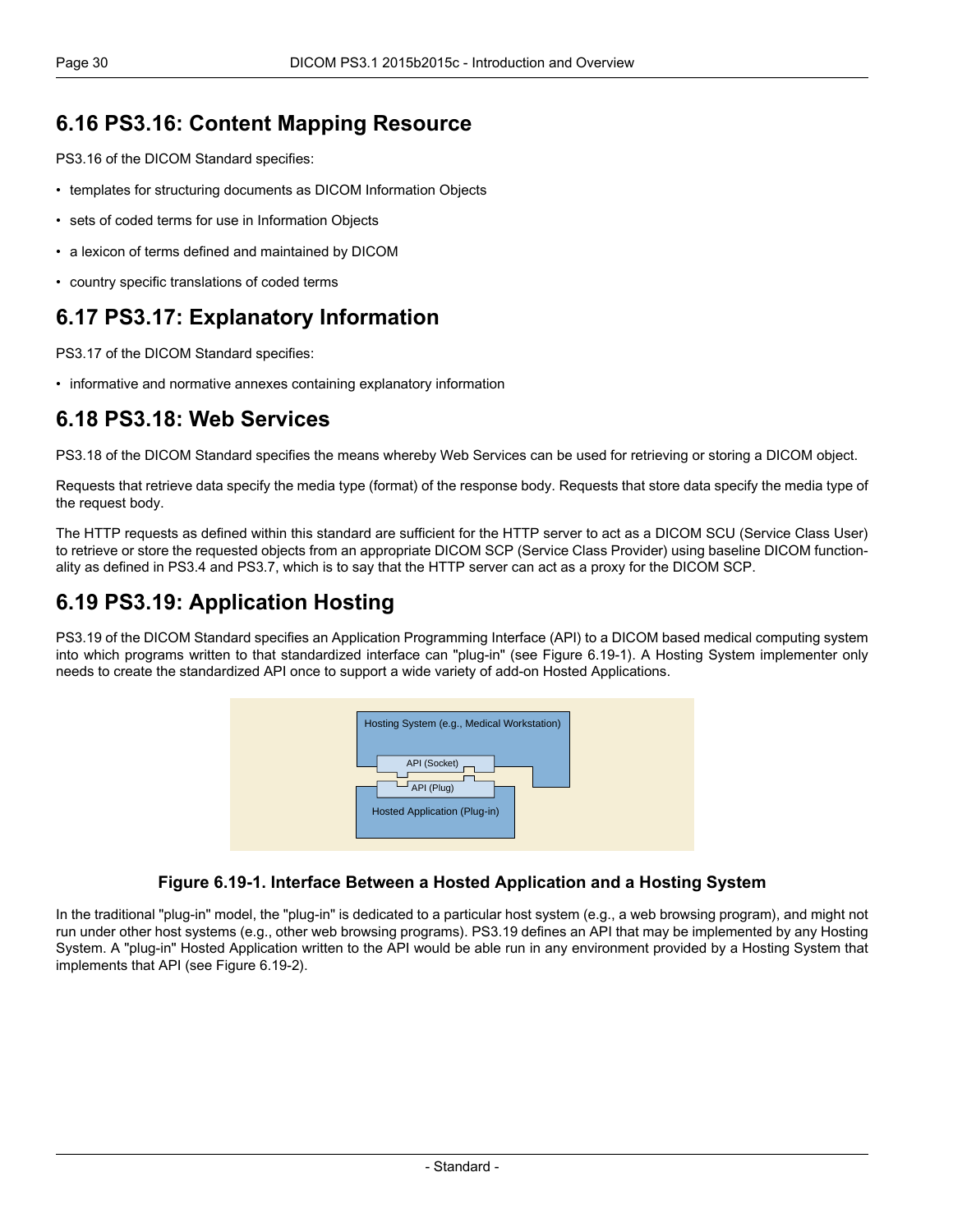## 6.16 PS3.16: Content Mapping Resource

PS3.16 of the DICOM Standard specifies:

- templates for structuring documents as DICOM Information Objects
- sets of coded terms for use in Information Objects
- a lexicon of terms defined and maintained by DICOM
- country specific translations of coded terms

## 6.17 PS3.17: Explanatory Information

PS3.17 of the DICOM Standard specifies:

- informative and normative annexes containing explanatory information

## 6.18 PS3.18: Web Services

PS3.18 of the DICOM Standard specifies the means whereby Web Services can be used for retrieving or storing a DICOM object.

Requests that retrieve data specify the media type (format) of the response body. Requests that store data specify the media type of the request body.

The HTTP requests as defined within this standard are sufficient for the HTTP server to act as a DICOM SCU (Service Class User) to retrieve or store the requested objects from an appropriate DICOM SCP (Service Class Provider) using baseline DICOM functionality as defined in PS3.4 and PS3.7, which is to say that the HTTP server can act as a proxy for the DICOM SCP.

## 6.19 PS3.19: Application Hosting

PS3.19 of the DICOM Standard specifies an Application Programming Interface (API) to a DICOM based medical computing system into which programs written to that standardized interface can "plug-in" (see Figure 6.19-1). A Hosting System implementer only needs to create the standardized API once to support a wide variety of add-on Hosted Applications.

Hosting System (e.g., Medical Workstation)

API (Socket)

API (Plug)

Hosted Application (Plug-in)

**Figure 6.19-1. Interface Between a Hosted Application and a Hosting System**

In the traditional "plug-in" model, the "plug-in" is dedicated to a particular host system (e.g., a web browsing program), and might not run under other host systems (e.g., other web browsing programs). PS3.19 defines an API that may be implemented by any Hosting System. A "plug-in" Hosted Application written to the API would be able run in any environment provided by a Hosting System that implements that API (see Figure 6.19-2).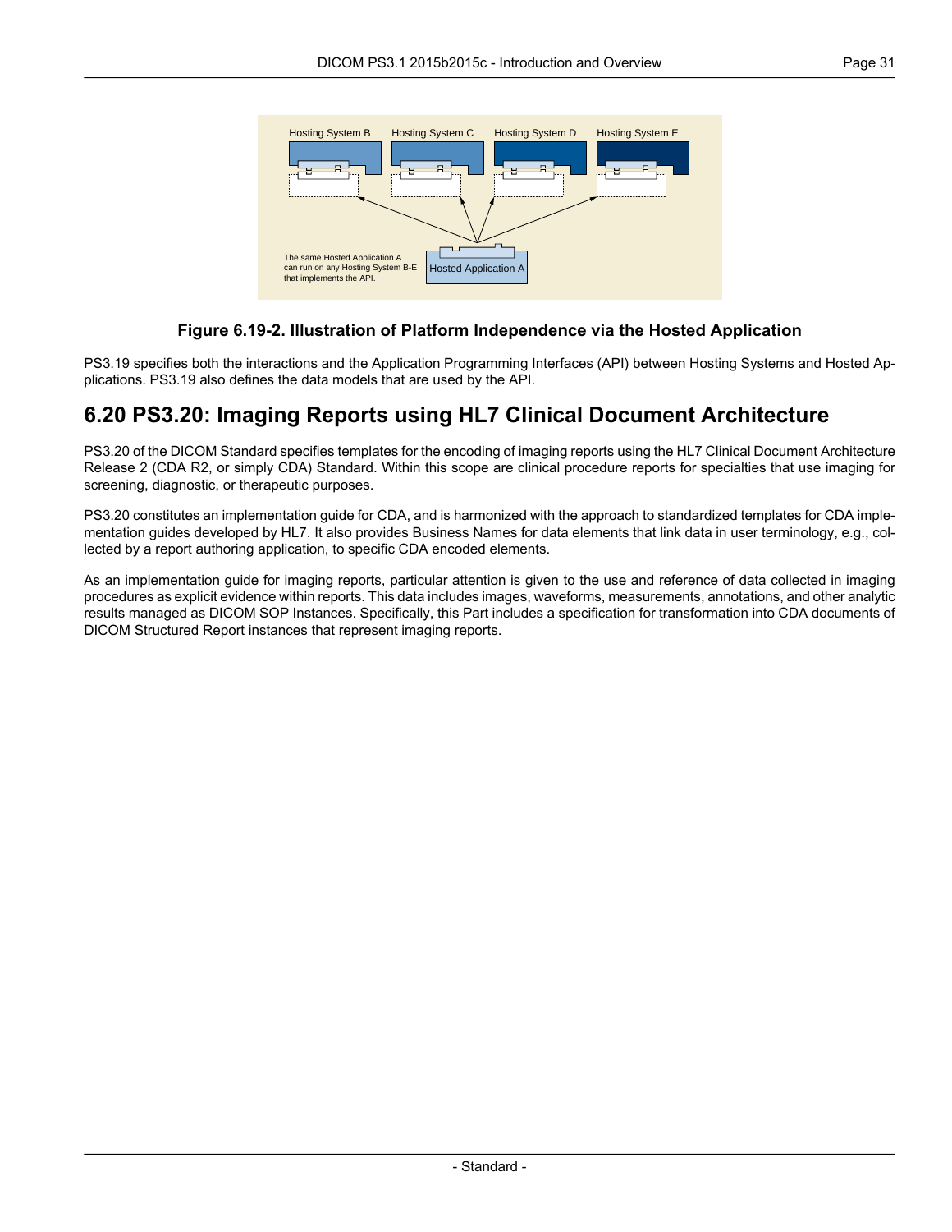Figure 6.19-2. Illustration of Platform Independence via the Hosted Application

PS3.19 specifies both the interactions and the Application Programming Interfaces (API) between Hosting Systems and Hosted Applications. PS3.19 also defines the data models that are used by the API.

## 6.20 PS3.20: Imaging Reports using HL7 Clinical Document Architecture

PS3.20 of the DICOM Standard specifies templates for the encoding of imaging reports using the HL7 Clinical Document Architecture Release 2 (CDA R2, or simply CDA) Standard. Within this scope are clinical procedure reports for specialties that use imaging for screening, diagnostic, or therapeutic purposes.

PS3.20 constitutes an implementation guide for CDA, and is harmonized with the approach to standardized templates for CDA implementation guides developed by HL7. It also provides Business Names for data elements that link data in user terminology, e.g., collected by a report authoring application, to specific CDA encoded elements.

As an implementation guide for imaging reports, particular attention is given to the use and reference of data collected in imaging procedures as explicit evidence within reports. This data includes images, waveforms, measurements, annotations, and other analytic results managed as DICOM SOP Instances. Specifically, this Part includes a specification for transformation into CDA documents of DICOM Structured Report instances that represent imaging reports.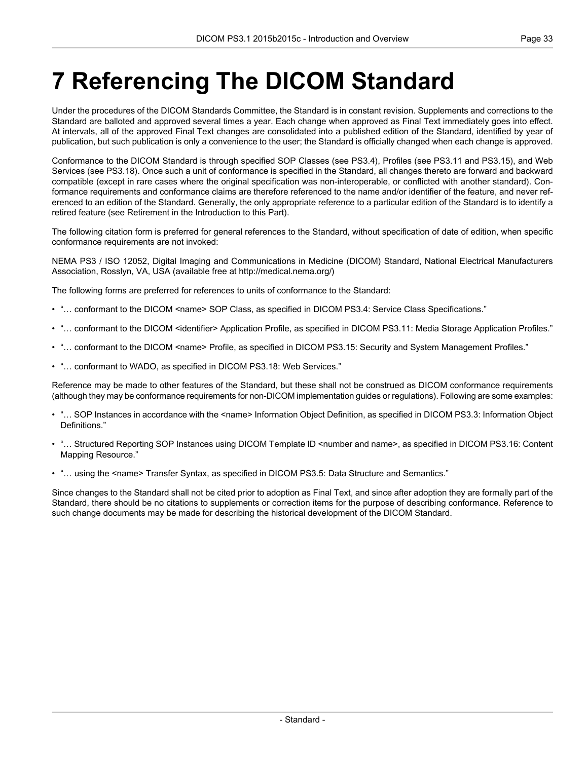# 7 Referencing The DICOM Standard

Under the procedures of the DICOM Standards Committee, the Standard is in constant revision. Supplements and corrections to the Standard are balloted and approved several times a year. Each change when approved as Final Text immediately goes into effect. At intervals, all of the approved Final Text changes are consolidated into a published edition of the Standard, identified by year of publication, but such publication is only a convenience to the user; the Standard is officially changed when each change is approved.

Conformance to the DICOM Standard is through specified SOP Classes (see PS3.4), Profiles (see PS3.11 and PS3.15), and Web Services (see PS3.18). Once such a unit of conformance is specified in the Standard, all changes thereto are forward and backward compatible (except in rare cases where the original specification was non-interoperable, or conflicted with another standard). Conformance requirements and conformance claims are therefore referenced to the name and/or identifier of the feature, and never referenced to an edition of the Standard. Generally, the only appropriate reference to a particular edition of the Standard is to identify a retired feature (see Retirement in the Introduction to this Part).

The following citation form is preferred for general references to the Standard, without specification of date of edition, when specific conformance requirements are not invoked:

NEMA PS3 / ISO 12052, Digital Imaging and Communications in Medicine (DICOM) Standard, National Electrical Manufacturers Association, Rosslyn, VA, USA (available free at http://medical.nema.org/)

The following forms are preferred for references to units of conformance to the Standard:

- "… conformant to the DICOM <name> SOP Class, as specified in DICOM PS3.4: Service Class Specifications."
- "… conformant to the DICOM <identifier> Application Profile, as specified in DICOM PS3.11: Media Storage Application Profiles."
- "… conformant to the DICOM <name> Profile, as specified in DICOM PS3.15: Security and System Management Profiles."
- "… conformant to WADO, as specified in DICOM PS3.18: Web Services."

Reference may be made to other features of the Standard, but these shall not be construed as DICOM conformance requirements (although they may be conformance requirements for non-DICOM implementation guides or regulations). Following are some examples:

- "… SOP Instances in accordance with the <name> Information Object Definition, as specified in DICOM PS3.3: Information Object Definitions."
- "… Structured Reporting SOP Instances using DICOM Template ID <number and name>, as specified in DICOM PS3.16: Content Mapping Resource."
- "… using the <name> Transfer Syntax, as specified in DICOM PS3.5: Data Structure and Semantics."

Since changes to the Standard shall not be cited prior to adoption as Final Text, and since after adoption they are formally part of the Standard, there should be no citations to supplements or correction items for the purpose of describing conformance. Reference to such change documents may be made for describing the historical development of the DICOM Standard.